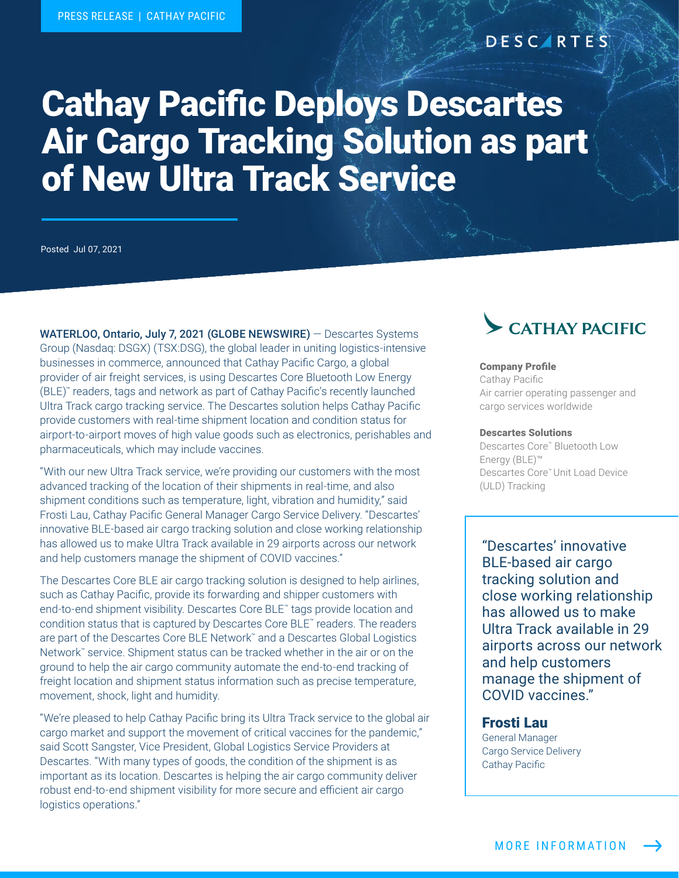PRESS RELEASE | CATHAY PACIFIC

DESCARTES

# Cathay Pacific Deploys Descartes Air Cargo Tracking Solution as part of New Ultra Track Service

Posted Jul 07, 2021

**WATERLOO, Ontario, July 7, 2021 (GLOBE NEWSWIRE)** — Descartes Systems Group (Nasdaq: DSGX) (TSX:DSG), the global leader in uniting logistics-intensive businesses in commerce, announced that Cathay Pacific Cargo, a global provider of air freight services, is using Descartes Core Bluetooth Low Energy (BLE)™ readers, tags and network as part of Cathay Pacific's recently launched Ultra Track cargo tracking service. The Descartes solution helps Cathay Pacific provide customers with real-time shipment location and condition status for airport-to-airport moves of high value goods such as electronics, perishables and pharmaceuticals, which may include vaccines.

"With our new Ultra Track service, we're providing our customers with the most advanced tracking of the location of their shipments in real-time, and also shipment conditions such as temperature, light, vibration and humidity," said Frosti Lau, Cathay Pacific General Manager Cargo Service Delivery. "Descartes' innovative BLE-based air cargo tracking solution and close working relationship has allowed us to make Ultra Track available in 29 airports across our network and help customers manage the shipment of COVID vaccines."

The Descartes Core BLE air cargo tracking solution is designed to help airlines, such as Cathay Pacific, provide its forwarding and shipper customers with end-to-end shipment visibility. Descartes Core BLE™ tags provide location and condition status that is captured by Descartes Core BLE™ readers. The readers are part of the Descartes Core BLE Network™ and a Descartes Global Logistics Network™ service. Shipment status can be tracked whether in the air or on the ground to help the air cargo community automate the end-to-end tracking of freight location and shipment status information such as precise temperature, movement, shock, light and humidity.

"We're pleased to help Cathay Pacific bring its Ultra Track service to the global air cargo market and support the movement of critical vaccines for the pandemic," said Scott Sangster, Vice President, Global Logistics Service Providers at Descartes. "With many types of goods, the condition of the shipment is as important as its location. Descartes is helping the air cargo community deliver robust end-to-end shipment visibility for more secure and efficient air cargo logistics operations."

CATHAY PACIFIC

**Company Profile**
Cathay Pacific
Air carrier operating passenger and cargo services worldwide

**Descartes Solutions**
Descartes Core™ Bluetooth Low Energy (BLE)™
Descartes Core™ Unit Load Device (ULD) Tracking

"Descartes' innovative BLE-based air cargo tracking solution and close working relationship has allowed us to make Ultra Track available in 29 airports across our network and help customers manage the shipment of COVID vaccines."

**Frosti Lau**
General Manager
Cargo Service Delivery
Cathay Pacific

MORE INFORMATION →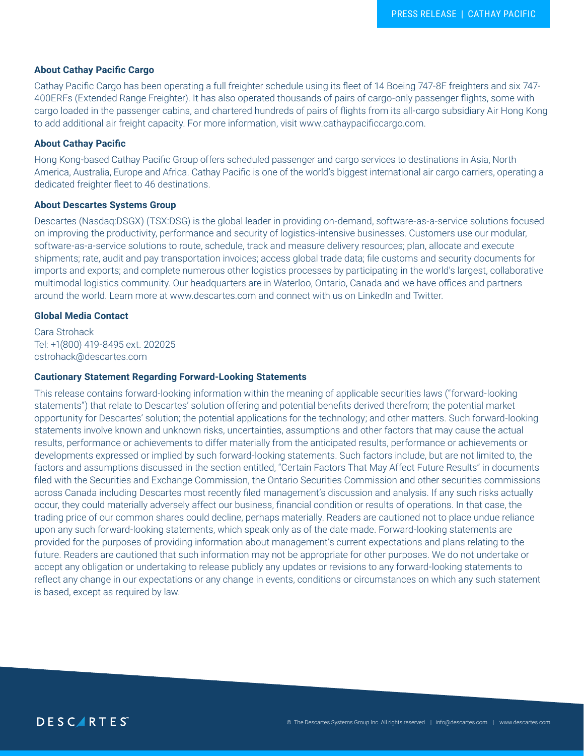### About Cathay Pacific Cargo

Cathay Pacific Cargo has been operating a full freighter schedule using its fleet of 14 Boeing 747-8F freighters and six 747-400ERFs (Extended Range Freighter). It has also operated thousands of pairs of cargo-only passenger flights, some with cargo loaded in the passenger cabins, and chartered hundreds of pairs of flights from its all-cargo subsidiary Air Hong Kong to add additional air freight capacity. For more information, visit www.cathaypacificcargo.com.

### About Cathay Pacific

Hong Kong-based Cathay Pacific Group offers scheduled passenger and cargo services to destinations in Asia, North America, Australia, Europe and Africa. Cathay Pacific is one of the world's biggest international air cargo carriers, operating a dedicated freighter fleet to 46 destinations.

### About Descartes Systems Group

Descartes (Nasdaq:DSGX) (TSX:DSG) is the global leader in providing on-demand, software-as-a-service solutions focused on improving the productivity, performance and security of logistics-intensive businesses. Customers use our modular, software-as-a-service solutions to route, schedule, track and measure delivery resources; plan, allocate and execute shipments; rate, audit and pay transportation invoices; access global trade data; file customs and security documents for imports and exports; and complete numerous other logistics processes by participating in the world's largest, collaborative multimodal logistics community. Our headquarters are in Waterloo, Ontario, Canada and we have offices and partners around the world. Learn more at www.descartes.com and connect with us on LinkedIn and Twitter.

### Global Media Contact

Cara Strohack
Tel: +1(800) 419-8495 ext. 202025
cstrohack@descartes.com

### Cautionary Statement Regarding Forward-Looking Statements

This release contains forward-looking information within the meaning of applicable securities laws ("forward-looking statements") that relate to Descartes' solution offering and potential benefits derived therefrom; the potential market opportunity for Descartes' solution; the potential applications for the technology; and other matters. Such forward-looking statements involve known and unknown risks, uncertainties, assumptions and other factors that may cause the actual results, performance or achievements to differ materially from the anticipated results, performance or achievements or developments expressed or implied by such forward-looking statements. Such factors include, but are not limited to, the factors and assumptions discussed in the section entitled, "Certain Factors That May Affect Future Results" in documents filed with the Securities and Exchange Commission, the Ontario Securities Commission and other securities commissions across Canada including Descartes most recently filed management's discussion and analysis. If any such risks actually occur, they could materially adversely affect our business, financial condition or results of operations. In that case, the trading price of our common shares could decline, perhaps materially. Readers are cautioned not to place undue reliance upon any such forward-looking statements, which speak only as of the date made. Forward-looking statements are provided for the purposes of providing information about management's current expectations and plans relating to the future. Readers are cautioned that such information may not be appropriate for other purposes. We do not undertake or accept any obligation or undertaking to release publicly any updates or revisions to any forward-looking statements to reflect any change in our expectations or any change in events, conditions or circumstances on which any such statement is based, except as required by law.